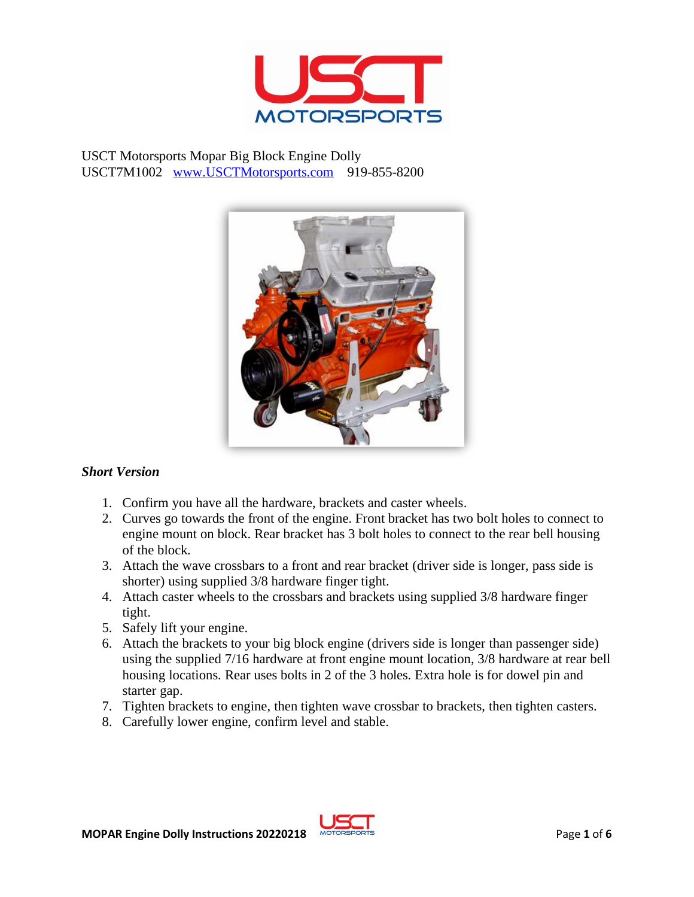USCT Motorsports Mopar Big Block Engine Dolly
USCT7M1002 [www.USCTMotorsports.com](http://www.USCTMotorsports.com) 919-855-8200

***Short Version***

1. Confirm you have all the hardware, brackets and caster wheels.
2. Curves go towards the front of the engine. Front bracket has two bolt holes to connect to engine mount on block. Rear bracket has 3 bolt holes to connect to the rear bell housing of the block.
3. Attach the wave crossbars to a front and rear bracket (driver side is longer, pass side is shorter) using supplied 3/8 hardware finger tight.
4. Attach caster wheels to the crossbars and brackets using supplied 3/8 hardware finger tight.
5. Safely lift your engine.
6. Attach the brackets to your big block engine (drivers side is longer than passenger side) using the supplied 7/16 hardware at front engine mount location, 3/8 hardware at rear bell housing locations. Rear uses bolts in 2 of the 3 holes. Extra hole is for dowel pin and starter gap.
7. Tighten brackets to engine, then tighten wave crossbar to brackets, then tighten casters.
8. Carefully lower engine, confirm level and stable.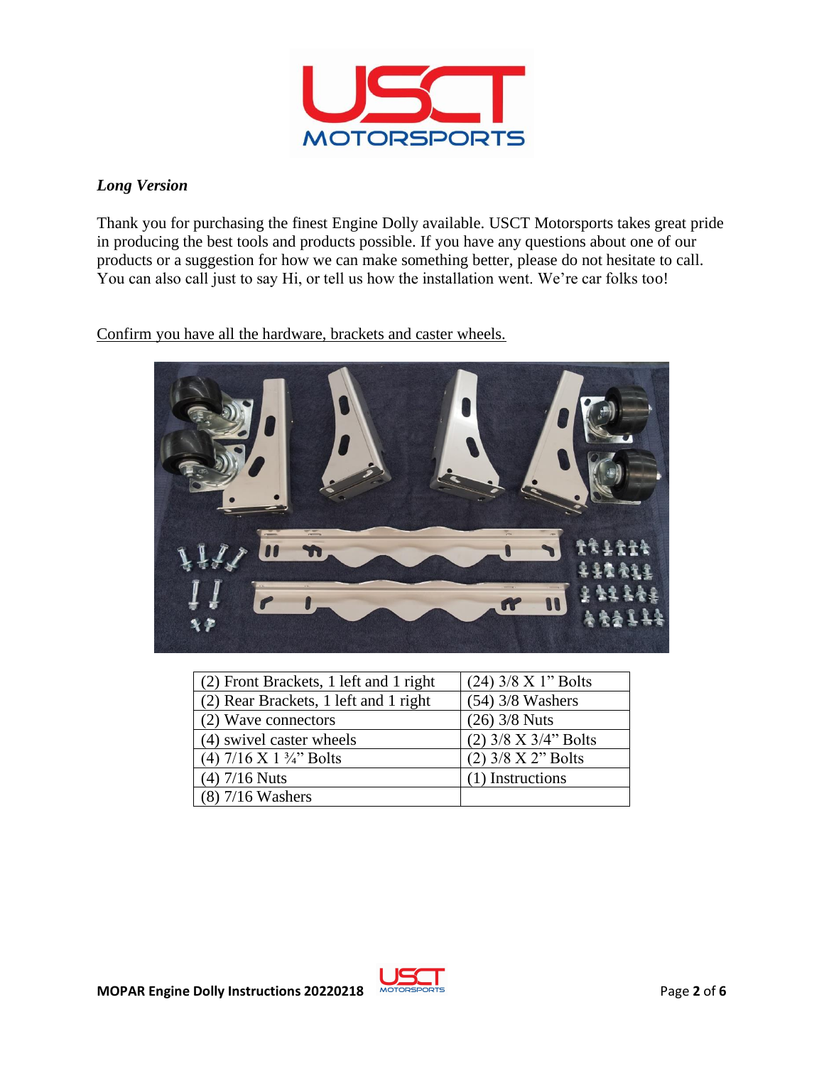*Long Version*

Thank you for purchasing the finest Engine Dolly available. USCT Motorsports takes great pride in producing the best tools and products possible. If you have any questions about one of our products or a suggestion for how we can make something better, please do not hesitate to call. You can also call just to say Hi, or tell us how the installation went. We're car folks too!

Confirm you have all the hardware, brackets and caster wheels.

| (2) Front Brackets, 1 left and 1 right | (24) 3/8 X 1" Bolts |
|---|---|
| (2) Rear Brackets, 1 left and 1 right | (54) 3/8 Washers |
| (2) Wave connectors | (26) 3/8 Nuts |
| (4) swivel caster wheels | (2) 3/8 X 3/4" Bolts |
| (4) 7/16 X 1 ¾" Bolts | (2) 3/8 X 2" Bolts |
| (4) 7/16 Nuts | (1) Instructions |
| (8) 7/16 Washers | |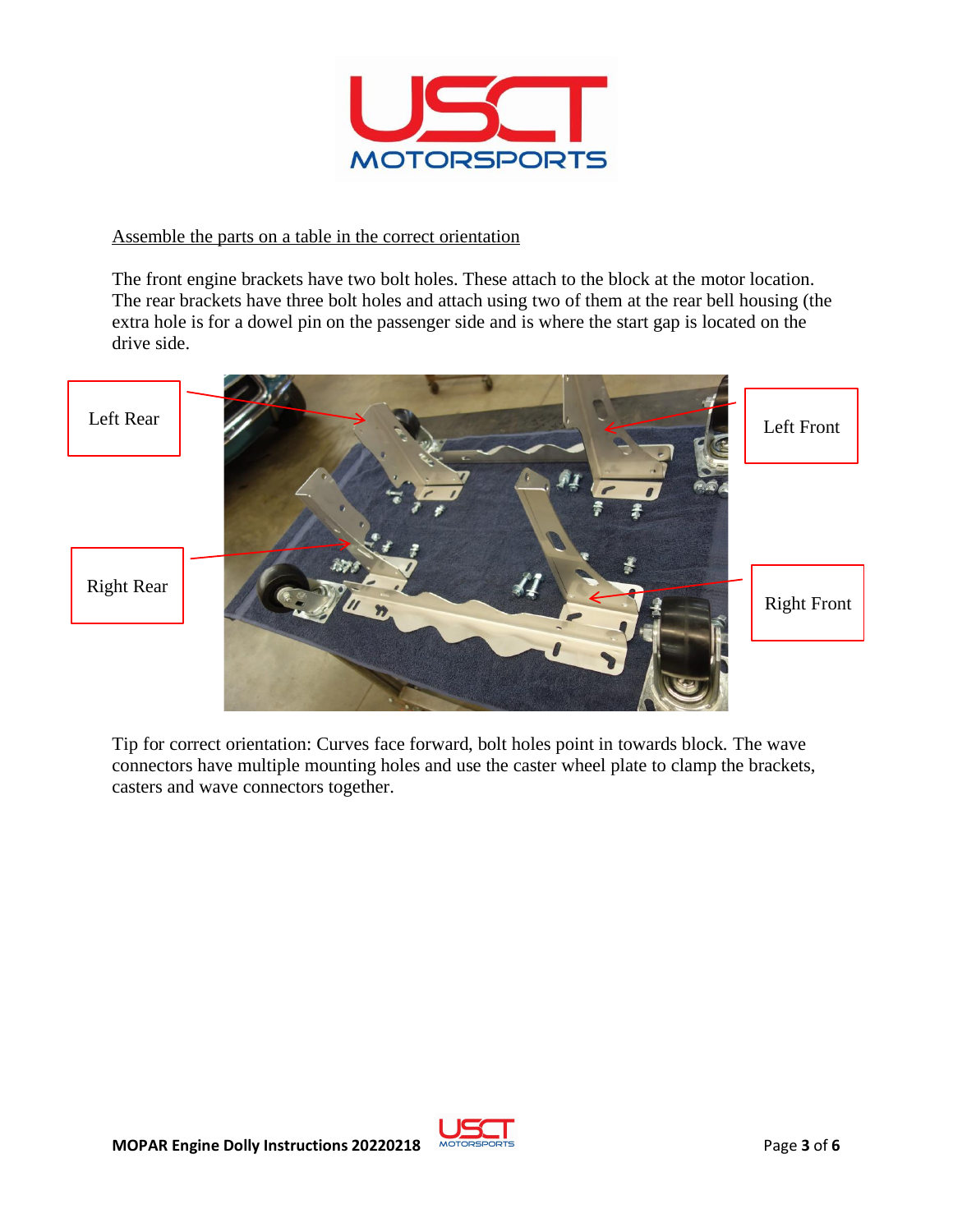Assemble the parts on a table in the correct orientation

The front engine brackets have two bolt holes. These attach to the block at the motor location. The rear brackets have three bolt holes and attach using two of them at the rear bell housing (the extra hole is for a dowel pin on the passenger side and is where the start gap is located on the drive side.

Left Rear

Left Front

Right Rear

Right Front

Tip for correct orientation: Curves face forward, bolt holes point in towards block. The wave connectors have multiple mounting holes and use the caster wheel plate to clamp the brackets, casters and wave connectors together.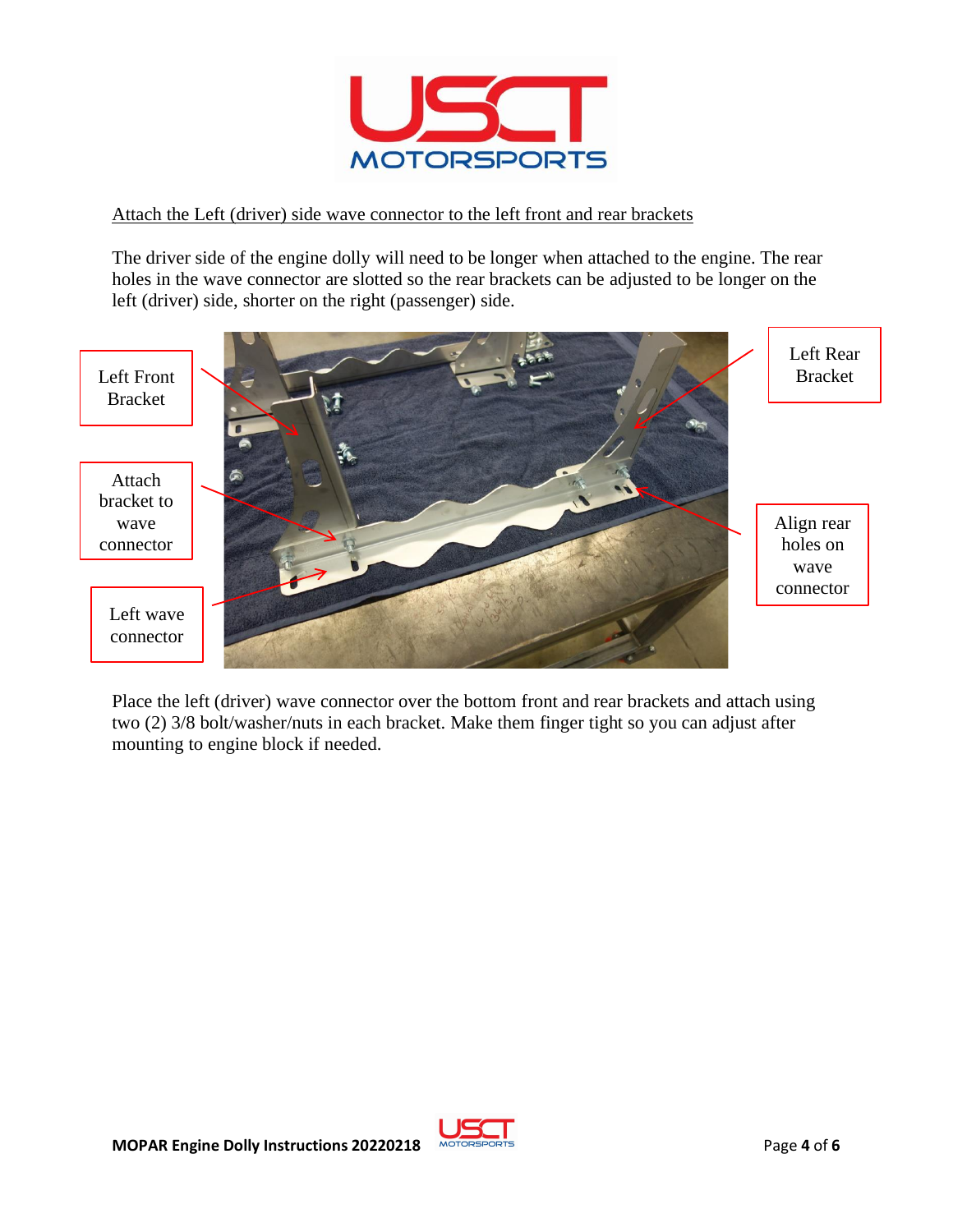Attach the Left (driver) side wave connector to the left front and rear brackets

The driver side of the engine dolly will need to be longer when attached to the engine. The rear holes in the wave connector are slotted so the rear brackets can be adjusted to be longer on the left (driver) side, shorter on the right (passenger) side.

Left Front Bracket

Attach bracket to wave connector

Left wave connector

Left Rear Bracket

Align rear holes on wave connector

Place the left (driver) wave connector over the bottom front and rear brackets and attach using two (2) 3/8 bolt/washer/nuts in each bracket. Make them finger tight so you can adjust after mounting to engine block if needed.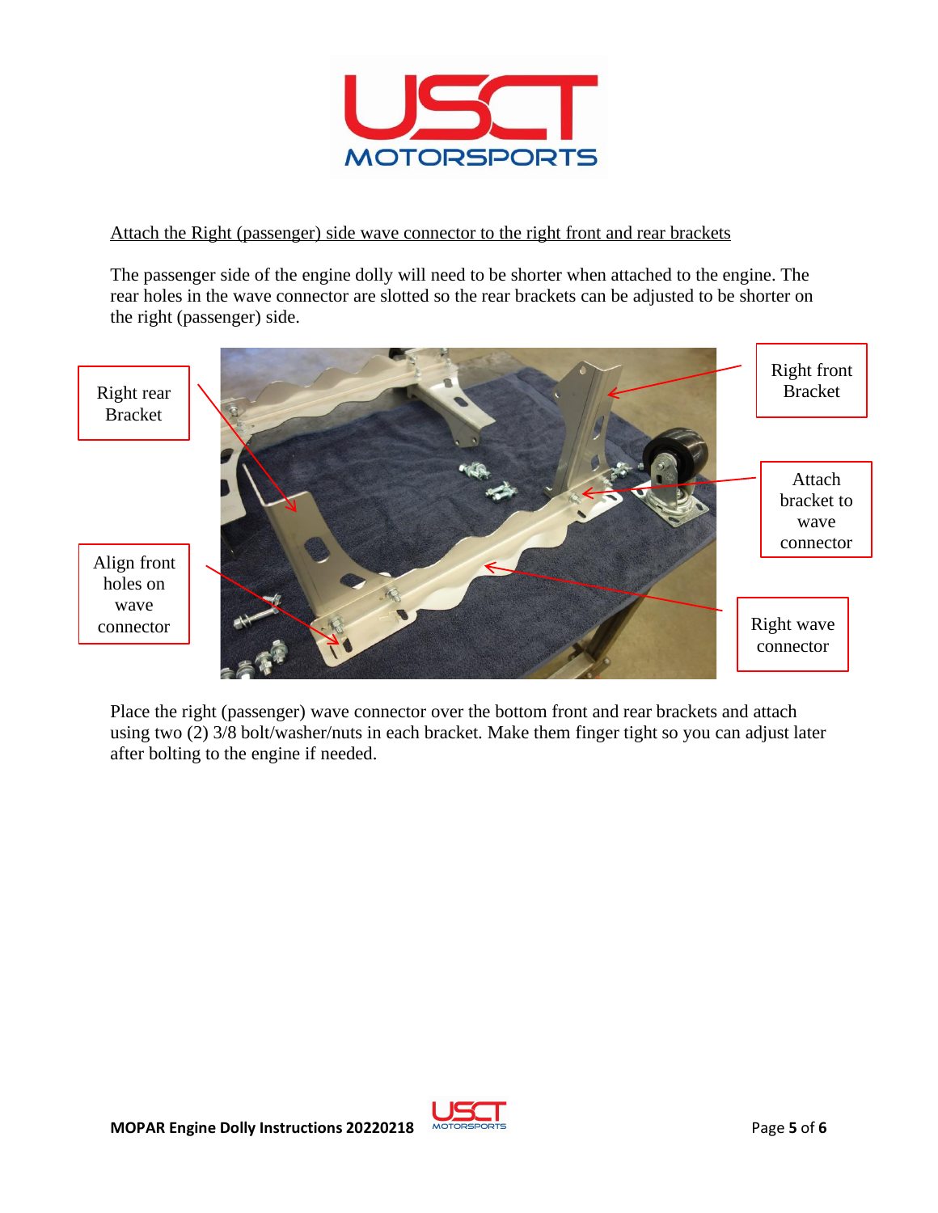Attach the Right (passenger) side wave connector to the right front and rear brackets

The passenger side of the engine dolly will need to be shorter when attached to the engine. The rear holes in the wave connector are slotted so the rear brackets can be adjusted to be shorter on the right (passenger) side.

Right rear Bracket

Align front holes on wave connector

Right front Bracket

Attach bracket to wave connector

Right wave connector

Place the right (passenger) wave connector over the bottom front and rear brackets and attach using two (2) 3/8 bolt/washer/nuts in each bracket. Make them finger tight so you can adjust later after bolting to the engine if needed.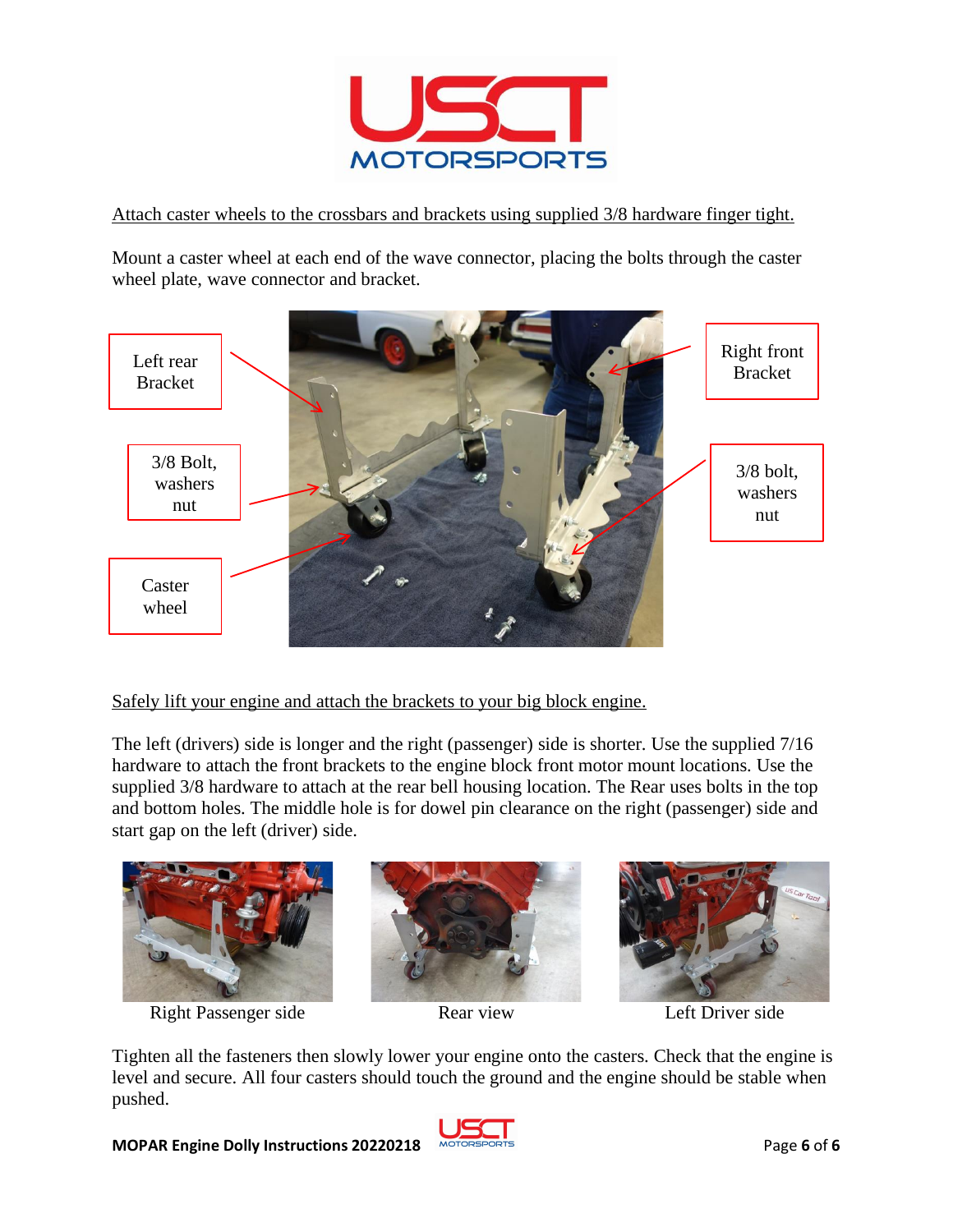Attach caster wheels to the crossbars and brackets using supplied 3/8 hardware finger tight.

Mount a caster wheel at each end of the wave connector, placing the bolts through the caster wheel plate, wave connector and bracket.

Left rear Bracket

3/8 Bolt, washers nut

Caster wheel

Right front Bracket

3/8 bolt, washers nut

Safely lift your engine and attach the brackets to your big block engine.

The left (drivers) side is longer and the right (passenger) side is shorter. Use the supplied 7/16 hardware to attach the front brackets to the engine block front motor mount locations. Use the supplied 3/8 hardware to attach at the rear bell housing location. The Rear uses bolts in the top and bottom holes. The middle hole is for dowel pin clearance on the right (passenger) side and start gap on the left (driver) side.

Right Passenger side

Rear view

Left Driver side

Tighten all the fasteners then slowly lower your engine onto the casters. Check that the engine is level and secure. All four casters should touch the ground and the engine should be stable when pushed.